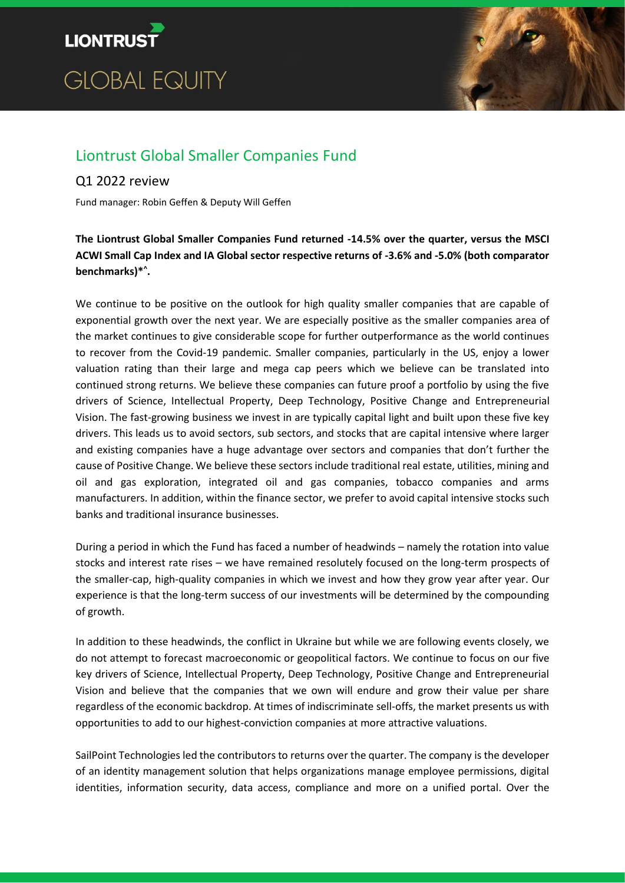LIONTRUST

GLOBAL EQUITY

# Liontrust Global Smaller Companies Fund

## Q1 2022 review

Fund manager: Robin Geffen & Deputy Will Geffen

**The Liontrust Global Smaller Companies Fund returned -14.5% over the quarter, versus the MSCI ACWI Small Cap Index and IA Global sector respective returns of -3.6% and -5.0% (both comparator benchmarks)*^.**

We continue to be positive on the outlook for high quality smaller companies that are capable of exponential growth over the next year. We are especially positive as the smaller companies area of the market continues to give considerable scope for further outperformance as the world continues to recover from the Covid-19 pandemic. Smaller companies, particularly in the US, enjoy a lower valuation rating than their large and mega cap peers which we believe can be translated into continued strong returns. We believe these companies can future proof a portfolio by using the five drivers of Science, Intellectual Property, Deep Technology, Positive Change and Entrepreneurial Vision. The fast-growing business we invest in are typically capital light and built upon these five key drivers. This leads us to avoid sectors, sub sectors, and stocks that are capital intensive where larger and existing companies have a huge advantage over sectors and companies that don't further the cause of Positive Change. We believe these sectors include traditional real estate, utilities, mining and oil and gas exploration, integrated oil and gas companies, tobacco companies and arms manufacturers. In addition, within the finance sector, we prefer to avoid capital intensive stocks such banks and traditional insurance businesses.

During a period in which the Fund has faced a number of headwinds – namely the rotation into value stocks and interest rate rises – we have remained resolutely focused on the long-term prospects of the smaller-cap, high-quality companies in which we invest and how they grow year after year. Our experience is that the long-term success of our investments will be determined by the compounding of growth.

In addition to these headwinds, the conflict in Ukraine but while we are following events closely, we do not attempt to forecast macroeconomic or geopolitical factors. We continue to focus on our five key drivers of Science, Intellectual Property, Deep Technology, Positive Change and Entrepreneurial Vision and believe that the companies that we own will endure and grow their value per share regardless of the economic backdrop. At times of indiscriminate sell-offs, the market presents us with opportunities to add to our highest-conviction companies at more attractive valuations.

SailPoint Technologies led the contributors to returns over the quarter. The company is the developer of an identity management solution that helps organizations manage employee permissions, digital identities, information security, data access, compliance and more on a unified portal. Over the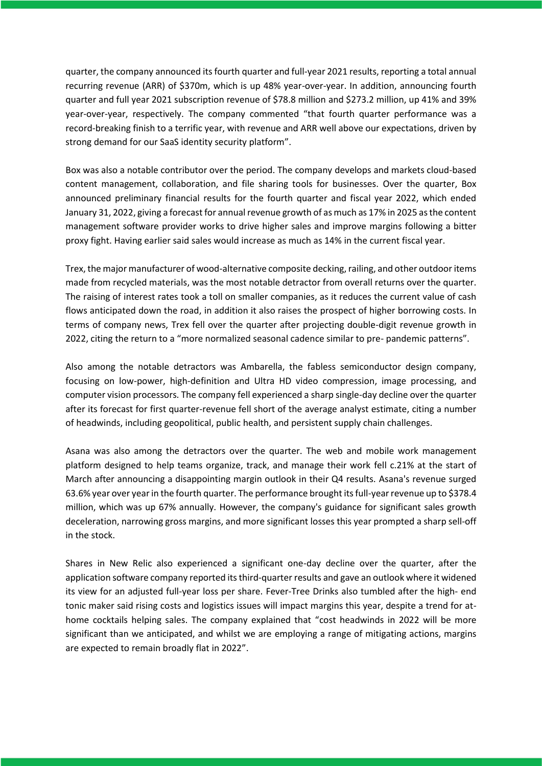quarter, the company announced its fourth quarter and full-year 2021 results, reporting a total annual recurring revenue (ARR) of $370m, which is up 48% year-over-year. In addition, announcing fourth quarter and full year 2021 subscription revenue of $78.8 million and $273.2 million, up 41% and 39% year-over-year, respectively. The company commented "that fourth quarter performance was a record-breaking finish to a terrific year, with revenue and ARR well above our expectations, driven by strong demand for our SaaS identity security platform".

Box was also a notable contributor over the period. The company develops and markets cloud-based content management, collaboration, and file sharing tools for businesses. Over the quarter, Box announced preliminary financial results for the fourth quarter and fiscal year 2022, which ended January 31, 2022, giving a forecast for annual revenue growth of as much as 17% in 2025 as the content management software provider works to drive higher sales and improve margins following a bitter proxy fight. Having earlier said sales would increase as much as 14% in the current fiscal year.

Trex, the major manufacturer of wood-alternative composite decking, railing, and other outdoor items made from recycled materials, was the most notable detractor from overall returns over the quarter. The raising of interest rates took a toll on smaller companies, as it reduces the current value of cash flows anticipated down the road, in addition it also raises the prospect of higher borrowing costs. In terms of company news, Trex fell over the quarter after projecting double-digit revenue growth in 2022, citing the return to a "more normalized seasonal cadence similar to pre- pandemic patterns".

Also among the notable detractors was Ambarella, the fabless semiconductor design company, focusing on low-power, high-definition and Ultra HD video compression, image processing, and computer vision processors. The company fell experienced a sharp single-day decline over the quarter after its forecast for first quarter-revenue fell short of the average analyst estimate, citing a number of headwinds, including geopolitical, public health, and persistent supply chain challenges.

Asana was also among the detractors over the quarter. The web and mobile work management platform designed to help teams organize, track, and manage their work fell c.21% at the start of March after announcing a disappointing margin outlook in their Q4 results. Asana's revenue surged 63.6% year over year in the fourth quarter. The performance brought its full-year revenue up to $378.4 million, which was up 67% annually. However, the company's guidance for significant sales growth deceleration, narrowing gross margins, and more significant losses this year prompted a sharp sell-off in the stock.

Shares in New Relic also experienced a significant one-day decline over the quarter, after the application software company reported its third-quarter results and gave an outlook where it widened its view for an adjusted full-year loss per share. Fever-Tree Drinks also tumbled after the high- end tonic maker said rising costs and logistics issues will impact margins this year, despite a trend for at-home cocktails helping sales. The company explained that "cost headwinds in 2022 will be more significant than we anticipated, and whilst we are employing a range of mitigating actions, margins are expected to remain broadly flat in 2022".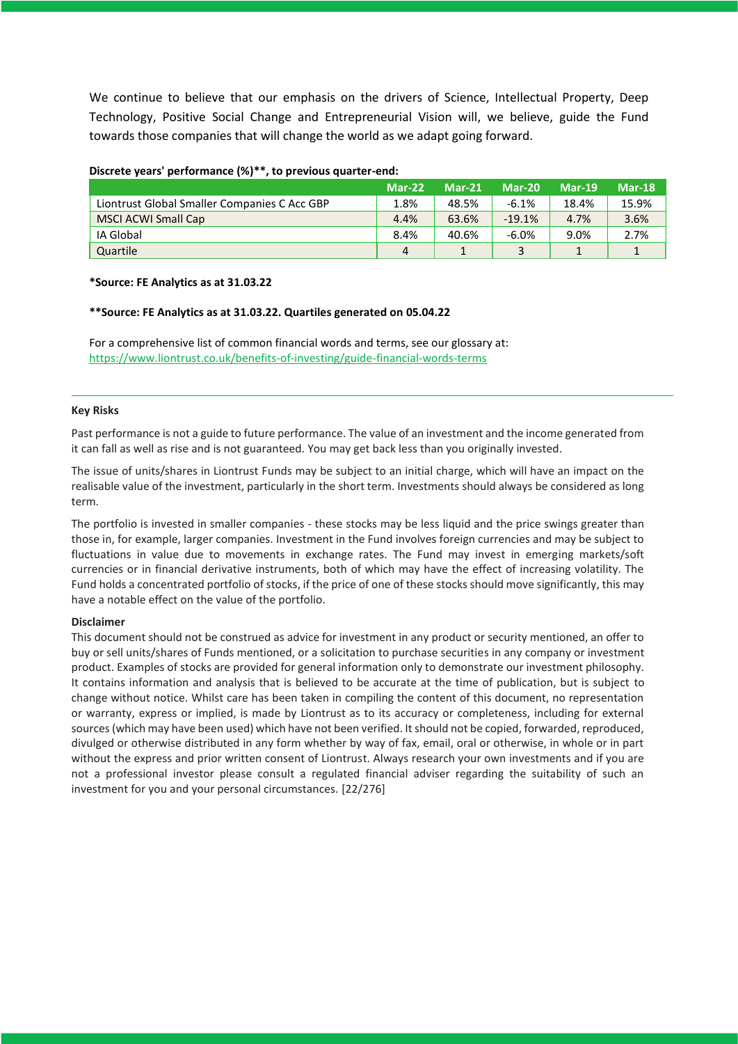We continue to believe that our emphasis on the drivers of Science, Intellectual Property, Deep Technology, Positive Social Change and Entrepreneurial Vision will, we believe, guide the Fund towards those companies that will change the world as we adapt going forward.

**Discrete years' performance (%)**, to previous quarter-end:**

| | Mar-22 | Mar-21 | Mar-20 | Mar-19 | Mar-18 |
|---|---|---|---|---|---|
| Liontrust Global Smaller Companies C Acc GBP | 1.8% | 48.5% | -6.1% | 18.4% | 15.9% |
| MSCI ACWI Small Cap | 4.4% | 63.6% | -19.1% | 4.7% | 3.6% |
| IA Global | 8.4% | 40.6% | -6.0% | 9.0% | 2.7% |
| Quartile | 4 | 1 | 3 | 1 | 1 |

***Source: FE Analytics as at 31.03.22**

****Source: FE Analytics as at 31.03.22. Quartiles generated on 05.04.22**

For a comprehensive list of common financial words and terms, see our glossary at: https://www.liontrust.co.uk/benefits-of-investing/guide-financial-words-terms

**Key Risks**

Past performance is not a guide to future performance. The value of an investment and the income generated from it can fall as well as rise and is not guaranteed. You may get back less than you originally invested.

The issue of units/shares in Liontrust Funds may be subject to an initial charge, which will have an impact on the realisable value of the investment, particularly in the short term. Investments should always be considered as long term.

The portfolio is invested in smaller companies - these stocks may be less liquid and the price swings greater than those in, for example, larger companies. Investment in the Fund involves foreign currencies and may be subject to fluctuations in value due to movements in exchange rates. The Fund may invest in emerging markets/soft currencies or in financial derivative instruments, both of which may have the effect of increasing volatility. The Fund holds a concentrated portfolio of stocks, if the price of one of these stocks should move significantly, this may have a notable effect on the value of the portfolio.

**Disclaimer**

This document should not be construed as advice for investment in any product or security mentioned, an offer to buy or sell units/shares of Funds mentioned, or a solicitation to purchase securities in any company or investment product. Examples of stocks are provided for general information only to demonstrate our investment philosophy. It contains information and analysis that is believed to be accurate at the time of publication, but is subject to change without notice. Whilst care has been taken in compiling the content of this document, no representation or warranty, express or implied, is made by Liontrust as to its accuracy or completeness, including for external sources (which may have been used) which have not been verified. It should not be copied, forwarded, reproduced, divulged or otherwise distributed in any form whether by way of fax, email, oral or otherwise, in whole or in part without the express and prior written consent of Liontrust. Always research your own investments and if you are not a professional investor please consult a regulated financial adviser regarding the suitability of such an investment for you and your personal circumstances. [22/276]